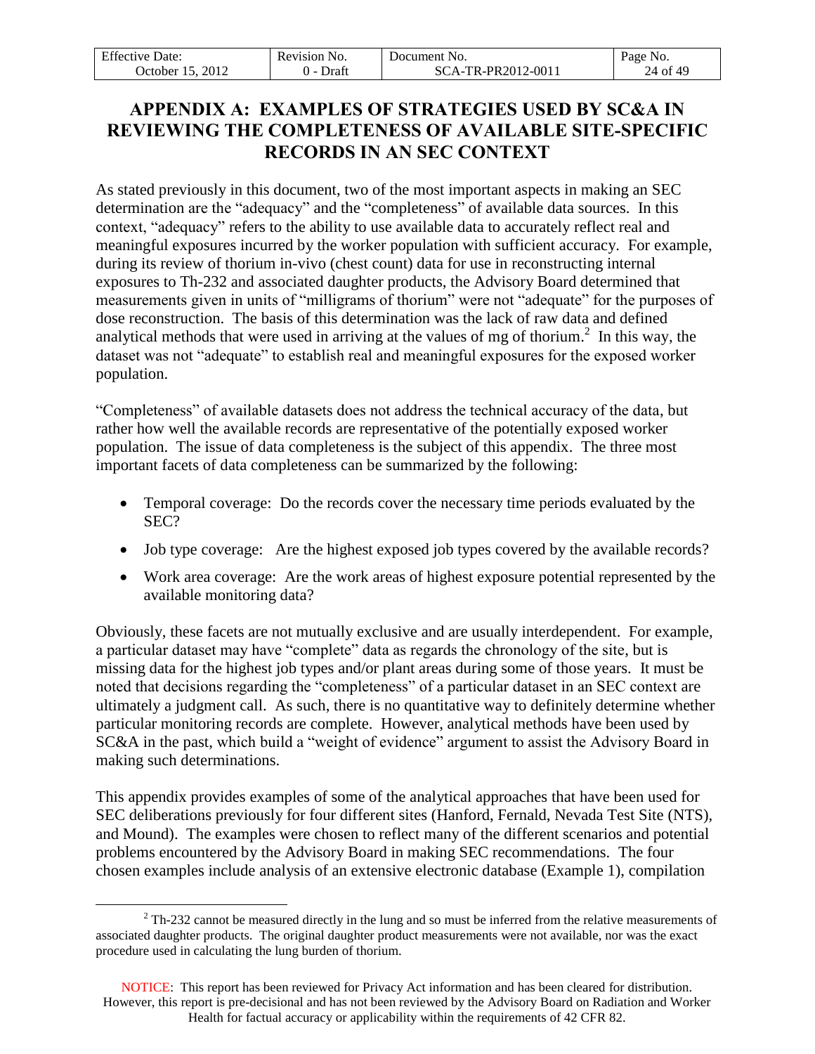# APPENDIX A: EXAMPLES OF STRATEGIES USED BY SC&A IN REVIEWING THE COMPLETENESS OF AVAILABLE SITE-SPECIFIC RECORDS IN AN SEC CONTEXT

As stated previously in this document, two of the most important aspects in making an SEC determination are the "adequacy" and the "completeness" of available data sources. In this context, "adequacy" refers to the ability to use available data to accurately reflect real and meaningful exposures incurred by the worker population with sufficient accuracy. For example, during its review of thorium in-vivo (chest count) data for use in reconstructing internal exposures to Th-232 and associated daughter products, the Advisory Board determined that measurements given in units of "milligrams of thorium" were not "adequate" for the purposes of dose reconstruction. The basis of this determination was the lack of raw data and defined analytical methods that were used in arriving at the values of mg of thorium.[2] In this way, the dataset was not "adequate" to establish real and meaningful exposures for the exposed worker population.

"Completeness" of available datasets does not address the technical accuracy of the data, but rather how well the available records are representative of the potentially exposed worker population. The issue of data completeness is the subject of this appendix. The three most important facets of data completeness can be summarized by the following:

- Temporal coverage: Do the records cover the necessary time periods evaluated by the SEC?
- Job type coverage: Are the highest exposed job types covered by the available records?
- Work area coverage: Are the work areas of highest exposure potential represented by the available monitoring data?

Obviously, these facets are not mutually exclusive and are usually interdependent. For example, a particular dataset may have "complete" data as regards the chronology of the site, but is missing data for the highest job types and/or plant areas during some of those years. It must be noted that decisions regarding the "completeness" of a particular dataset in an SEC context are ultimately a judgment call. As such, there is no quantitative way to definitely determine whether particular monitoring records are complete. However, analytical methods have been used by SC&A in the past, which build a "weight of evidence" argument to assist the Advisory Board in making such determinations.

This appendix provides examples of some of the analytical approaches that have been used for SEC deliberations previously for four different sites (Hanford, Fernald, Nevada Test Site (NTS), and Mound). The examples were chosen to reflect many of the different scenarios and potential problems encountered by the Advisory Board in making SEC recommendations. The four chosen examples include analysis of an extensive electronic database (Example 1), compilation

---

[2] Th-232 cannot be measured directly in the lung and so must be inferred from the relative measurements of associated daughter products. The original daughter product measurements were not available, nor was the exact procedure used in calculating the lung burden of thorium.

NOTICE: This report has been reviewed for Privacy Act information and has been cleared for distribution. However, this report is pre-decisional and has not been reviewed by the Advisory Board on Radiation and Worker Health for factual accuracy or applicability within the requirements of 42 CFR 82.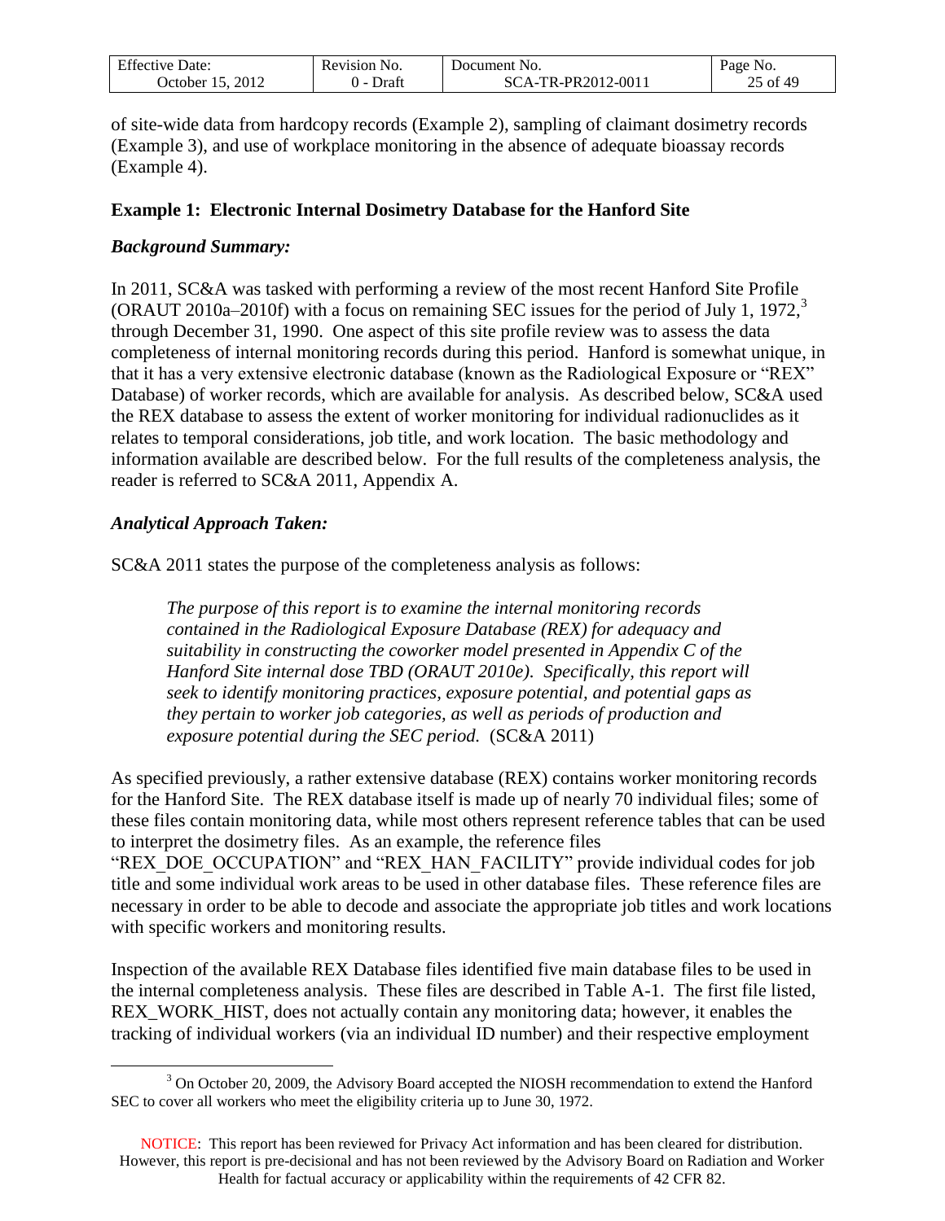of site-wide data from hardcopy records (Example 2), sampling of claimant dosimetry records (Example 3), and use of workplace monitoring in the absence of adequate bioassay records (Example 4).

### Example 1: Electronic Internal Dosimetry Database for the Hanford Site

#### *Background Summary:*

In 2011, SC&A was tasked with performing a review of the most recent Hanford Site Profile (ORAUT 2010a–2010f) with a focus on remaining SEC issues for the period of July 1, 1972,[3] through December 31, 1990. One aspect of this site profile review was to assess the data completeness of internal monitoring records during this period. Hanford is somewhat unique, in that it has a very extensive electronic database (known as the Radiological Exposure or "REX" Database) of worker records, which are available for analysis. As described below, SC&A used the REX database to assess the extent of worker monitoring for individual radionuclides as it relates to temporal considerations, job title, and work location. The basic methodology and information available are described below. For the full results of the completeness analysis, the reader is referred to SC&A 2011, Appendix A.

#### *Analytical Approach Taken:*

SC&A 2011 states the purpose of the completeness analysis as follows:

> *The purpose of this report is to examine the internal monitoring records contained in the Radiological Exposure Database (REX) for adequacy and suitability in constructing the coworker model presented in Appendix C of the Hanford Site internal dose TBD (ORAUT 2010e). Specifically, this report will seek to identify monitoring practices, exposure potential, and potential gaps as they pertain to worker job categories, as well as periods of production and exposure potential during the SEC period.* (SC&A 2011)

As specified previously, a rather extensive database (REX) contains worker monitoring records for the Hanford Site. The REX database itself is made up of nearly 70 individual files; some of these files contain monitoring data, while most others represent reference tables that can be used to interpret the dosimetry files. As an example, the reference files "REX_DOE_OCCUPATION" and "REX_HAN_FACILITY" provide individual codes for job title and some individual work areas to be used in other database files. These reference files are necessary in order to be able to decode and associate the appropriate job titles and work locations with specific workers and monitoring results.

Inspection of the available REX Database files identified five main database files to be used in the internal completeness analysis. These files are described in Table A-1. The first file listed, REX_WORK_HIST, does not actually contain any monitoring data; however, it enables the tracking of individual workers (via an individual ID number) and their respective employment

[3] On October 20, 2009, the Advisory Board accepted the NIOSH recommendation to extend the Hanford SEC to cover all workers who meet the eligibility criteria up to June 30, 1972.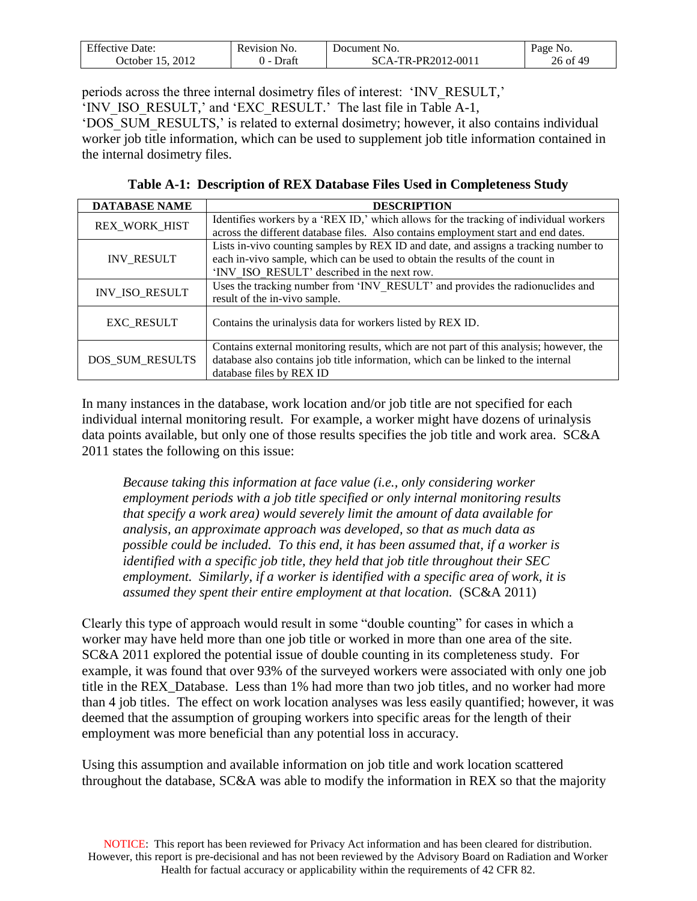periods across the three internal dosimetry files of interest: 'INV_RESULT,' 'INV_ISO_RESULT,' and 'EXC_RESULT.' The last file in Table A-1, 'DOS_SUM_RESULTS,' is related to external dosimetry; however, it also contains individual worker job title information, which can be used to supplement job title information contained in the internal dosimetry files.

**Table A-1: Description of REX Database Files Used in Completeness Study**

| DATABASE NAME | DESCRIPTION |
|---|---|
| REX_WORK_HIST | Identifies workers by a 'REX ID,' which allows for the tracking of individual workers across the different database files. Also contains employment start and end dates. |
| INV_RESULT | Lists in-vivo counting samples by REX ID and date, and assigns a tracking number to each in-vivo sample, which can be used to obtain the results of the count in 'INV_ISO_RESULT' described in the next row. |
| INV_ISO_RESULT | Uses the tracking number from 'INV_RESULT' and provides the radionuclides and result of the in-vivo sample. |
| EXC_RESULT | Contains the urinalysis data for workers listed by REX ID. |
| DOS_SUM_RESULTS | Contains external monitoring results, which are not part of this analysis; however, the database also contains job title information, which can be linked to the internal database files by REX ID |

In many instances in the database, work location and/or job title are not specified for each individual internal monitoring result. For example, a worker might have dozens of urinalysis data points available, but only one of those results specifies the job title and work area. SC&A 2011 states the following on this issue:

> *Because taking this information at face value (i.e., only considering worker employment periods with a job title specified or only internal monitoring results that specify a work area) would severely limit the amount of data available for analysis, an approximate approach was developed, so that as much data as possible could be included. To this end, it has been assumed that, if a worker is identified with a specific job title, they held that job title throughout their SEC employment. Similarly, if a worker is identified with a specific area of work, it is assumed they spent their entire employment at that location.* (SC&A 2011)

Clearly this type of approach would result in some "double counting" for cases in which a worker may have held more than one job title or worked in more than one area of the site. SC&A 2011 explored the potential issue of double counting in its completeness study. For example, it was found that over 93% of the surveyed workers were associated with only one job title in the REX_Database. Less than 1% had more than two job titles, and no worker had more than 4 job titles. The effect on work location analyses was less easily quantified; however, it was deemed that the assumption of grouping workers into specific areas for the length of their employment was more beneficial than any potential loss in accuracy.

Using this assumption and available information on job title and work location scattered throughout the database, SC&A was able to modify the information in REX so that the majority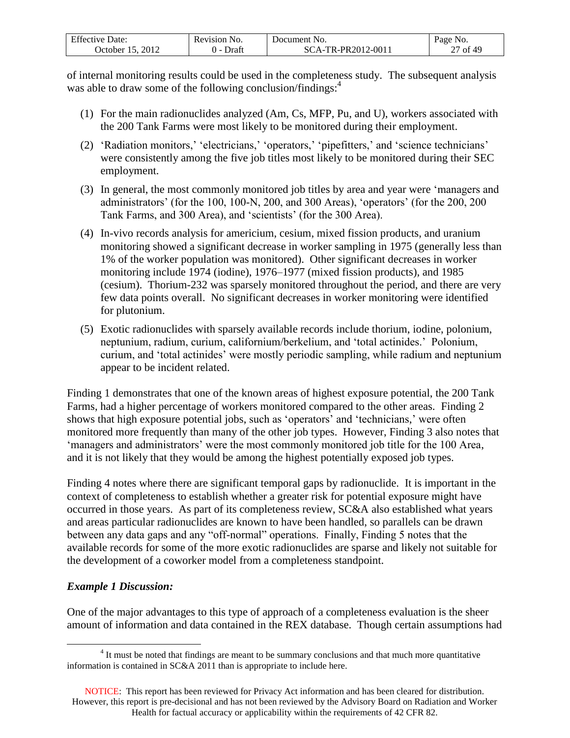of internal monitoring results could be used in the completeness study. The subsequent analysis was able to draw some of the following conclusion/findings:[4]

1. For the main radionuclides analyzed (Am, Cs, MFP, Pu, and U), workers associated with the 200 Tank Farms were most likely to be monitored during their employment.
2. 'Radiation monitors,' 'electricians,' 'operators,' 'pipefitters,' and 'science technicians' were consistently among the five job titles most likely to be monitored during their SEC employment.
3. In general, the most commonly monitored job titles by area and year were 'managers and administrators' (for the 100, 100-N, 200, and 300 Areas), 'operators' (for the 200, 200 Tank Farms, and 300 Area), and 'scientists' (for the 300 Area).
4. In-vivo records analysis for americium, cesium, mixed fission products, and uranium monitoring showed a significant decrease in worker sampling in 1975 (generally less than 1% of the worker population was monitored). Other significant decreases in worker monitoring include 1974 (iodine), 1976–1977 (mixed fission products), and 1985 (cesium). Thorium-232 was sparsely monitored throughout the period, and there are very few data points overall. No significant decreases in worker monitoring were identified for plutonium.
5. Exotic radionuclides with sparsely available records include thorium, iodine, polonium, neptunium, radium, curium, californium/berkelium, and 'total actinides.' Polonium, curium, and 'total actinides' were mostly periodic sampling, while radium and neptunium appear to be incident related.

Finding 1 demonstrates that one of the known areas of highest exposure potential, the 200 Tank Farms, had a higher percentage of workers monitored compared to the other areas. Finding 2 shows that high exposure potential jobs, such as 'operators' and 'technicians,' were often monitored more frequently than many of the other job types. However, Finding 3 also notes that 'managers and administrators' were the most commonly monitored job title for the 100 Area, and it is not likely that they would be among the highest potentially exposed job types.

Finding 4 notes where there are significant temporal gaps by radionuclide. It is important in the context of completeness to establish whether a greater risk for potential exposure might have occurred in those years. As part of its completeness review, SC&A also established what years and areas particular radionuclides are known to have been handled, so parallels can be drawn between any data gaps and any "off-normal" operations. Finally, Finding 5 notes that the available records for some of the more exotic radionuclides are sparse and likely not suitable for the development of a coworker model from a completeness standpoint.

***Example 1 Discussion:***

One of the major advantages to this type of approach of a completeness evaluation is the sheer amount of information and data contained in the REX database. Though certain assumptions had

[4] It must be noted that findings are meant to be summary conclusions and that much more quantitative information is contained in SC&A 2011 than is appropriate to include here.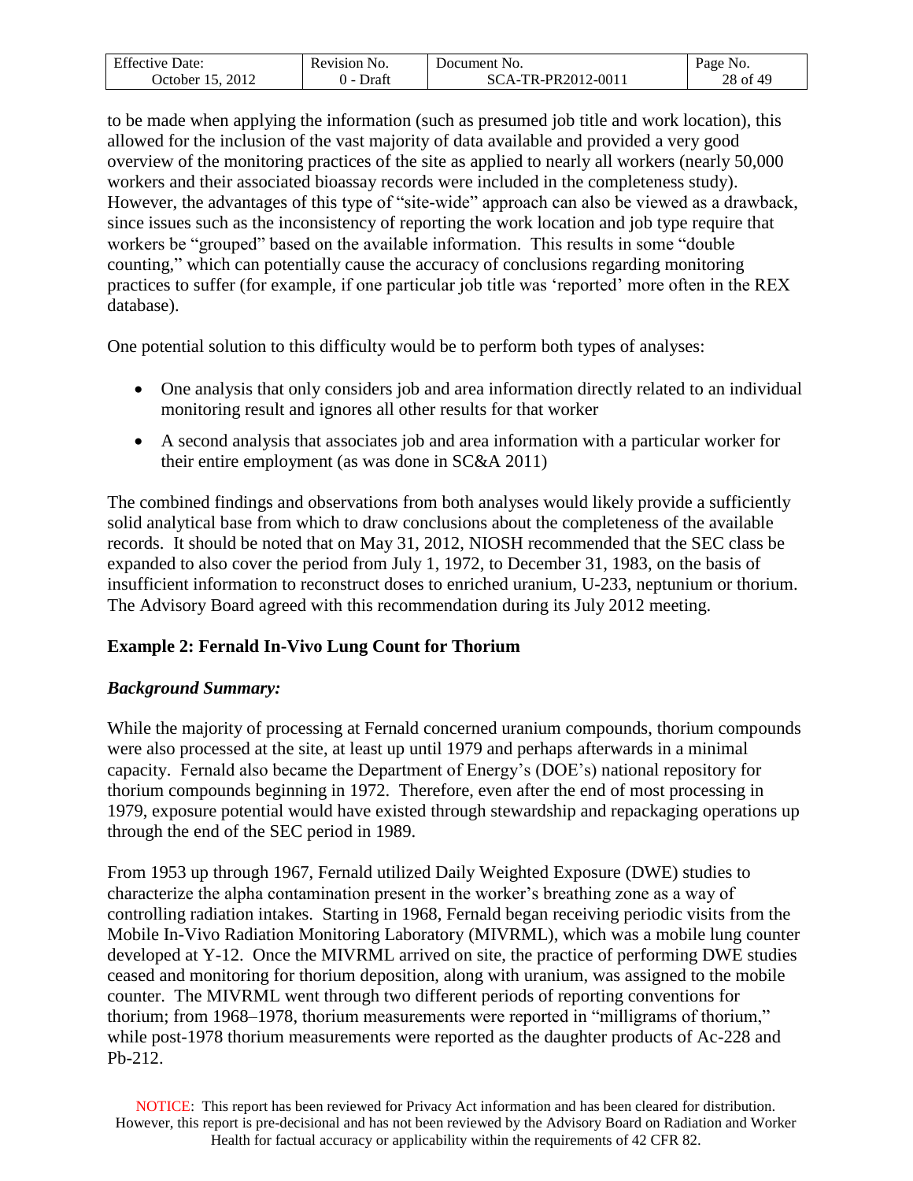to be made when applying the information (such as presumed job title and work location), this allowed for the inclusion of the vast majority of data available and provided a very good overview of the monitoring practices of the site as applied to nearly all workers (nearly 50,000 workers and their associated bioassay records were included in the completeness study). However, the advantages of this type of "site-wide" approach can also be viewed as a drawback, since issues such as the inconsistency of reporting the work location and job type require that workers be "grouped" based on the available information. This results in some "double counting," which can potentially cause the accuracy of conclusions regarding monitoring practices to suffer (for example, if one particular job title was 'reported' more often in the REX database).

One potential solution to this difficulty would be to perform both types of analyses:

- One analysis that only considers job and area information directly related to an individual monitoring result and ignores all other results for that worker
- A second analysis that associates job and area information with a particular worker for their entire employment (as was done in SC&A 2011)

The combined findings and observations from both analyses would likely provide a sufficiently solid analytical base from which to draw conclusions about the completeness of the available records. It should be noted that on May 31, 2012, NIOSH recommended that the SEC class be expanded to also cover the period from July 1, 1972, to December 31, 1983, on the basis of insufficient information to reconstruct doses to enriched uranium, U-233, neptunium or thorium. The Advisory Board agreed with this recommendation during its July 2012 meeting.

**Example 2: Fernald In-Vivo Lung Count for Thorium**

***Background Summary:***

While the majority of processing at Fernald concerned uranium compounds, thorium compounds were also processed at the site, at least up until 1979 and perhaps afterwards in a minimal capacity. Fernald also became the Department of Energy's (DOE's) national repository for thorium compounds beginning in 1972. Therefore, even after the end of most processing in 1979, exposure potential would have existed through stewardship and repackaging operations up through the end of the SEC period in 1989.

From 1953 up through 1967, Fernald utilized Daily Weighted Exposure (DWE) studies to characterize the alpha contamination present in the worker's breathing zone as a way of controlling radiation intakes. Starting in 1968, Fernald began receiving periodic visits from the Mobile In-Vivo Radiation Monitoring Laboratory (MIVRML), which was a mobile lung counter developed at Y-12. Once the MIVRML arrived on site, the practice of performing DWE studies ceased and monitoring for thorium deposition, along with uranium, was assigned to the mobile counter. The MIVRML went through two different periods of reporting conventions for thorium; from 1968–1978, thorium measurements were reported in "milligrams of thorium," while post-1978 thorium measurements were reported as the daughter products of Ac-228 and Pb-212.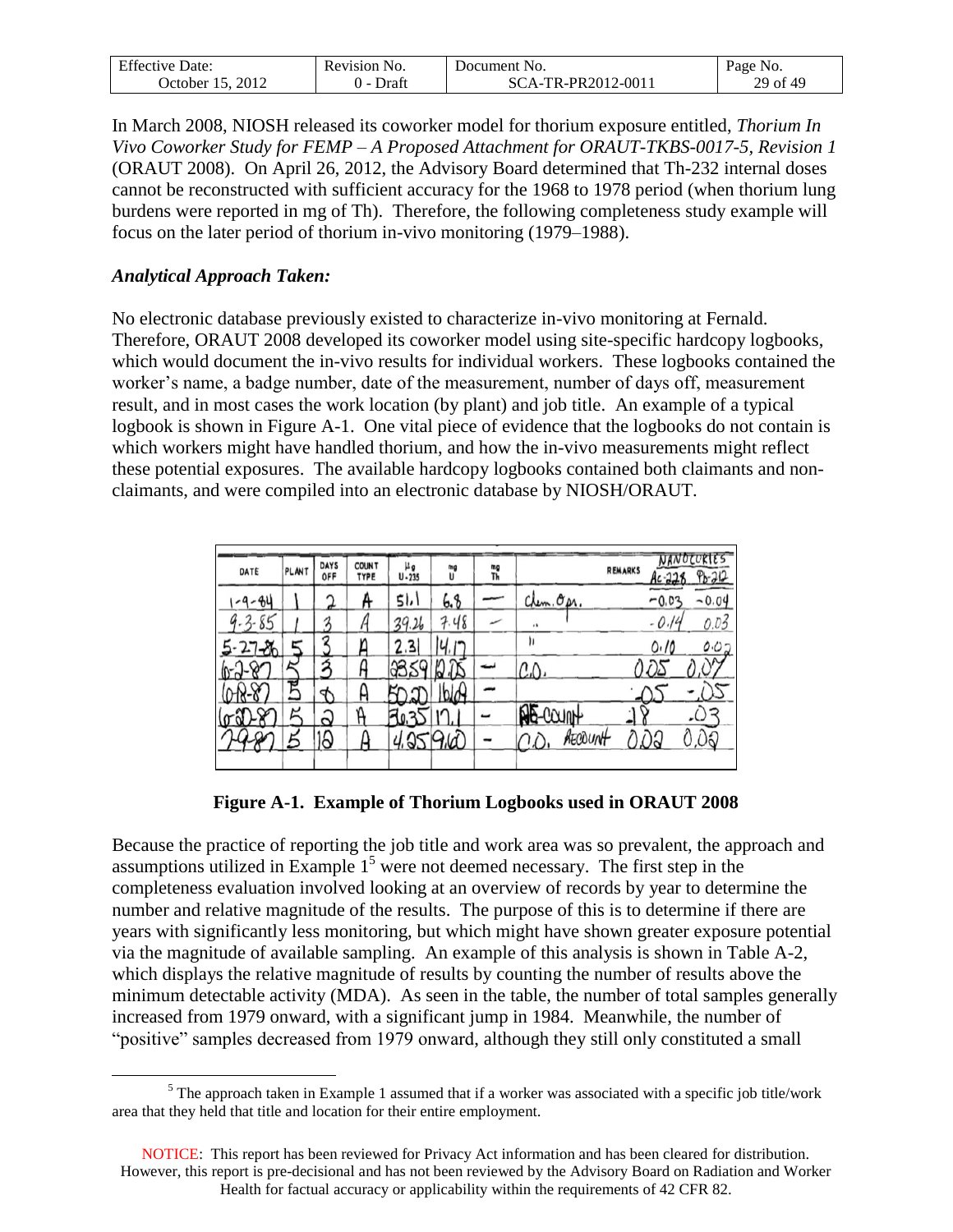In March 2008, NIOSH released its coworker model for thorium exposure entitled, *Thorium In Vivo Coworker Study for FEMP – A Proposed Attachment for ORAUT-TKBS-0017-5, Revision 1* (ORAUT 2008). On April 26, 2012, the Advisory Board determined that Th-232 internal doses cannot be reconstructed with sufficient accuracy for the 1968 to 1978 period (when thorium lung burdens were reported in mg of Th). Therefore, the following completeness study example will focus on the later period of thorium in-vivo monitoring (1979–1988).

### *Analytical Approach Taken:*

No electronic database previously existed to characterize in-vivo monitoring at Fernald. Therefore, ORAUT 2008 developed its coworker model using site-specific hardcopy logbooks, which would document the in-vivo results for individual workers. These logbooks contained the worker's name, a badge number, date of the measurement, number of days off, measurement result, and in most cases the work location (by plant) and job title. An example of a typical logbook is shown in Figure A-1. One vital piece of evidence that the logbooks do not contain is which workers might have handled thorium, and how the in-vivo measurements might reflect these potential exposures. The available hardcopy logbooks contained both claimants and non-claimants, and were compiled into an electronic database by NIOSH/ORAUT.

| DATE | PLANT | DAYS OFF | COUNT TYPE | µg U-235 | mg U | mg Th | REMARKS | NANOCURIES Ac-228 | Pb-212 |
|---|---|---|---|---|---|---|---|---|---|
| 1-9-84 | 1 | 2 | A | 51.1 | 6.8 | — | Chem. Opr. | -0.03 | -0.04 |
| 9-3-85 | 1 | 3 | A | 39.26 | 7.48 | — | " | -0.14 | 0.03 |
| 5-27-86 | 5 | 3 | A | 2.31 | 14.17 | | " | 0.10 | 0.02 |
| 6-2-87 | 5 | 3 | A | 23.59 | 12.25 | — | C.O. | 0.25 | 0.07 |
| 6-18-87 | 5 | 8 | A | 50.20 | 16.64 | — | | .05 | -.05 |
| 6-30-87 | 5 | 2 | A | 30.35 | 17.1 | — | RE-COUNT | .18 | .03 |
| 7-9-87 | 5 | 12 | A | 4.95 | 9.60 | — | C.O. RECOUNT | 0.02 | 0.02 |

**Figure A-1. Example of Thorium Logbooks used in ORAUT 2008**

Because the practice of reporting the job title and work area was so prevalent, the approach and assumptions utilized in Example 1[5] were not deemed necessary. The first step in the completeness evaluation involved looking at an overview of records by year to determine the number and relative magnitude of the results. The purpose of this is to determine if there are years with significantly less monitoring, but which might have shown greater exposure potential via the magnitude of available sampling. An example of this analysis is shown in Table A-2, which displays the relative magnitude of results by counting the number of results above the minimum detectable activity (MDA). As seen in the table, the number of total samples generally increased from 1979 onward, with a significant jump in 1984. Meanwhile, the number of "positive" samples decreased from 1979 onward, although they still only constituted a small

[5] The approach taken in Example 1 assumed that if a worker was associated with a specific job title/work area that they held that title and location for their entire employment.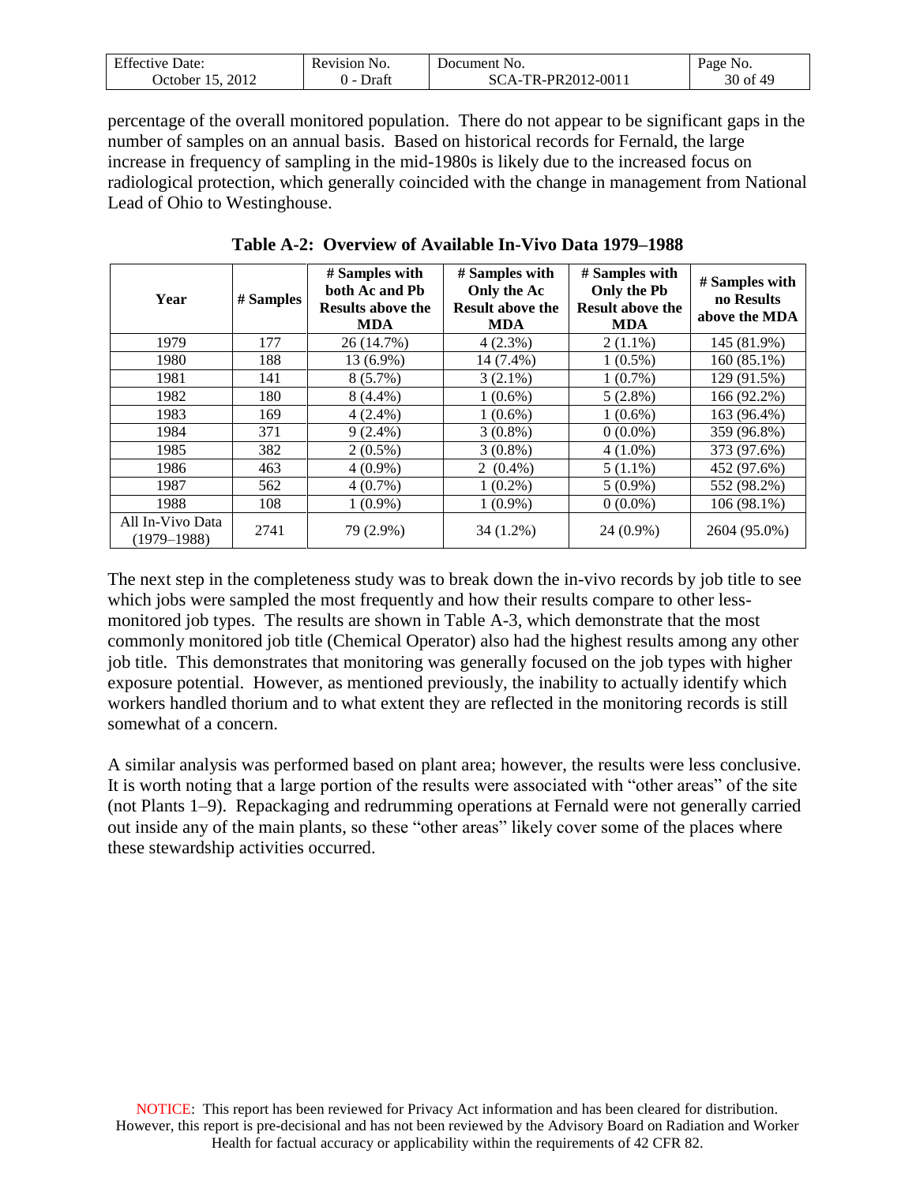percentage of the overall monitored population. There do not appear to be significant gaps in the number of samples on an annual basis. Based on historical records for Fernald, the large increase in frequency of sampling in the mid-1980s is likely due to the increased focus on radiological protection, which generally coincided with the change in management from National Lead of Ohio to Westinghouse.

**Table A-2: Overview of Available In-Vivo Data 1979–1988**

| Year | # Samples | # Samples with both Ac and Pb Results above the MDA | # Samples with Only the Ac Result above the MDA | # Samples with Only the Pb Result above the MDA | # Samples with no Results above the MDA |
|---|---|---|---|---|---|
| 1979 | 177 | 26 (14.7%) | 4 (2.3%) | 2 (1.1%) | 145 (81.9%) |
| 1980 | 188 | 13 (6.9%) | 14 (7.4%) | 1 (0.5%) | 160 (85.1%) |
| 1981 | 141 | 8 (5.7%) | 3 (2.1%) | 1 (0.7%) | 129 (91.5%) |
| 1982 | 180 | 8 (4.4%) | 1 (0.6%) | 5 (2.8%) | 166 (92.2%) |
| 1983 | 169 | 4 (2.4%) | 1 (0.6%) | 1 (0.6%) | 163 (96.4%) |
| 1984 | 371 | 9 (2.4%) | 3 (0.8%) | 0 (0.0%) | 359 (96.8%) |
| 1985 | 382 | 2 (0.5%) | 3 (0.8%) | 4 (1.0%) | 373 (97.6%) |
| 1986 | 463 | 4 (0.9%) | 2 (0.4%) | 5 (1.1%) | 452 (97.6%) |
| 1987 | 562 | 4 (0.7%) | 1 (0.2%) | 5 (0.9%) | 552 (98.2%) |
| 1988 | 108 | 1 (0.9%) | 1 (0.9%) | 0 (0.0%) | 106 (98.1%) |
| All In-Vivo Data (1979–1988) | 2741 | 79 (2.9%) | 34 (1.2%) | 24 (0.9%) | 2604 (95.0%) |

The next step in the completeness study was to break down the in-vivo records by job title to see which jobs were sampled the most frequently and how their results compare to other less-monitored job types. The results are shown in Table A-3, which demonstrate that the most commonly monitored job title (Chemical Operator) also had the highest results among any other job title. This demonstrates that monitoring was generally focused on the job types with higher exposure potential. However, as mentioned previously, the inability to actually identify which workers handled thorium and to what extent they are reflected in the monitoring records is still somewhat of a concern.

A similar analysis was performed based on plant area; however, the results were less conclusive. It is worth noting that a large portion of the results were associated with "other areas" of the site (not Plants 1–9). Repackaging and redrumming operations at Fernald were not generally carried out inside any of the main plants, so these "other areas" likely cover some of the places where these stewardship activities occurred.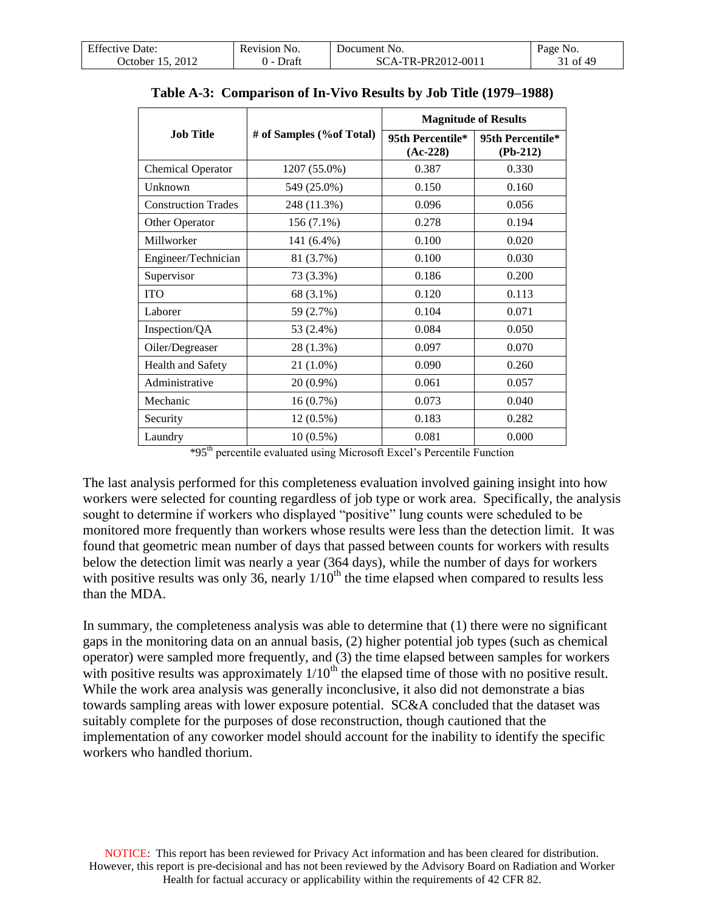**Table A-3: Comparison of In-Vivo Results by Job Title (1979–1988)**

| Job Title | # of Samples (%of Total) | Magnitude of Results | |
|---|---|---|---|
| | | 95th Percentile* (Ac-228) | 95th Percentile* (Pb-212) |
| Chemical Operator | 1207 (55.0%) | 0.387 | 0.330 |
| Unknown | 549 (25.0%) | 0.150 | 0.160 |
| Construction Trades | 248 (11.3%) | 0.096 | 0.056 |
| Other Operator | 156 (7.1%) | 0.278 | 0.194 |
| Millworker | 141 (6.4%) | 0.100 | 0.020 |
| Engineer/Technician | 81 (3.7%) | 0.100 | 0.030 |
| Supervisor | 73 (3.3%) | 0.186 | 0.200 |
| ITO | 68 (3.1%) | 0.120 | 0.113 |
| Laborer | 59 (2.7%) | 0.104 | 0.071 |
| Inspection/QA | 53 (2.4%) | 0.084 | 0.050 |
| Oiler/Degreaser | 28 (1.3%) | 0.097 | 0.070 |
| Health and Safety | 21 (1.0%) | 0.090 | 0.260 |
| Administrative | 20 (0.9%) | 0.061 | 0.057 |
| Mechanic | 16 (0.7%) | 0.073 | 0.040 |
| Security | 12 (0.5%) | 0.183 | 0.282 |
| Laundry | 10 (0.5%) | 0.081 | 0.000 |

*95th percentile evaluated using Microsoft Excel's Percentile Function

The last analysis performed for this completeness evaluation involved gaining insight into how workers were selected for counting regardless of job type or work area. Specifically, the analysis sought to determine if workers who displayed "positive" lung counts were scheduled to be monitored more frequently than workers whose results were less than the detection limit. It was found that geometric mean number of days that passed between counts for workers with results below the detection limit was nearly a year (364 days), while the number of days for workers with positive results was only 36, nearly 1/10th the time elapsed when compared to results less than the MDA.

In summary, the completeness analysis was able to determine that (1) there were no significant gaps in the monitoring data on an annual basis, (2) higher potential job types (such as chemical operator) were sampled more frequently, and (3) the time elapsed between samples for workers with positive results was approximately 1/10th the elapsed time of those with no positive result. While the work area analysis was generally inconclusive, it also did not demonstrate a bias towards sampling areas with lower exposure potential. SC&A concluded that the dataset was suitably complete for the purposes of dose reconstruction, though cautioned that the implementation of any coworker model should account for the inability to identify the specific workers who handled thorium.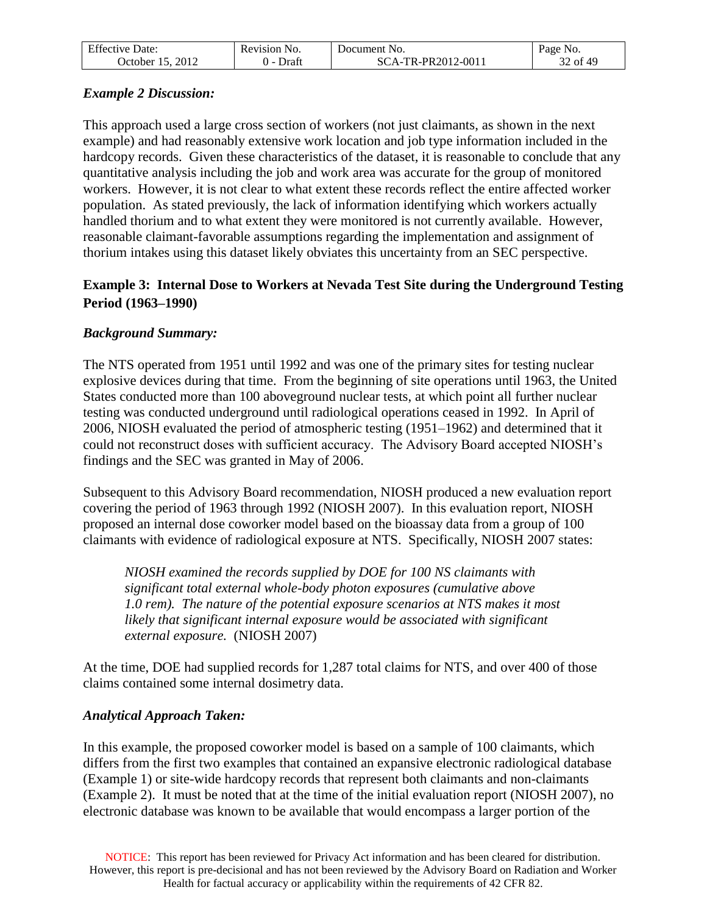### *Example 2 Discussion:*

This approach used a large cross section of workers (not just claimants, as shown in the next example) and had reasonably extensive work location and job type information included in the hardcopy records. Given these characteristics of the dataset, it is reasonable to conclude that any quantitative analysis including the job and work area was accurate for the group of monitored workers. However, it is not clear to what extent these records reflect the entire affected worker population. As stated previously, the lack of information identifying which workers actually handled thorium and to what extent they were monitored is not currently available. However, reasonable claimant-favorable assumptions regarding the implementation and assignment of thorium intakes using this dataset likely obviates this uncertainty from an SEC perspective.

### Example 3: Internal Dose to Workers at Nevada Test Site during the Underground Testing Period (1963–1990)

### *Background Summary:*

The NTS operated from 1951 until 1992 and was one of the primary sites for testing nuclear explosive devices during that time. From the beginning of site operations until 1963, the United States conducted more than 100 aboveground nuclear tests, at which point all further nuclear testing was conducted underground until radiological operations ceased in 1992. In April of 2006, NIOSH evaluated the period of atmospheric testing (1951–1962) and determined that it could not reconstruct doses with sufficient accuracy. The Advisory Board accepted NIOSH's findings and the SEC was granted in May of 2006.

Subsequent to this Advisory Board recommendation, NIOSH produced a new evaluation report covering the period of 1963 through 1992 (NIOSH 2007). In this evaluation report, NIOSH proposed an internal dose coworker model based on the bioassay data from a group of 100 claimants with evidence of radiological exposure at NTS. Specifically, NIOSH 2007 states:

> *NIOSH examined the records supplied by DOE for 100 NS claimants with significant total external whole-body photon exposures (cumulative above 1.0 rem). The nature of the potential exposure scenarios at NTS makes it most likely that significant internal exposure would be associated with significant external exposure.* (NIOSH 2007)

At the time, DOE had supplied records for 1,287 total claims for NTS, and over 400 of those claims contained some internal dosimetry data.

### *Analytical Approach Taken:*

In this example, the proposed coworker model is based on a sample of 100 claimants, which differs from the first two examples that contained an expansive electronic radiological database (Example 1) or site-wide hardcopy records that represent both claimants and non-claimants (Example 2). It must be noted that at the time of the initial evaluation report (NIOSH 2007), no electronic database was known to be available that would encompass a larger portion of the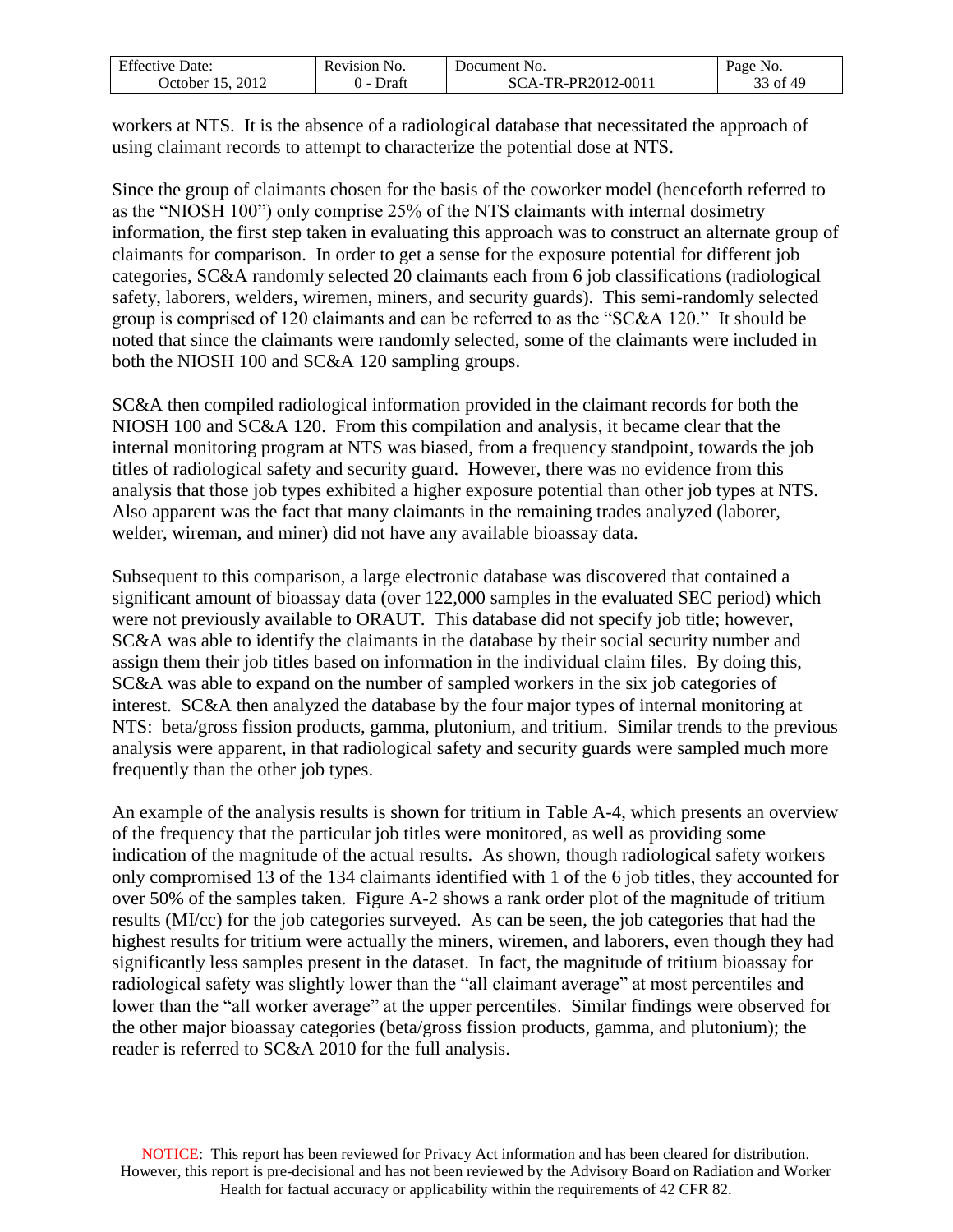workers at NTS. It is the absence of a radiological database that necessitated the approach of using claimant records to attempt to characterize the potential dose at NTS.

Since the group of claimants chosen for the basis of the coworker model (henceforth referred to as the "NIOSH 100") only comprise 25% of the NTS claimants with internal dosimetry information, the first step taken in evaluating this approach was to construct an alternate group of claimants for comparison. In order to get a sense for the exposure potential for different job categories, SC&A randomly selected 20 claimants each from 6 job classifications (radiological safety, laborers, welders, wiremen, miners, and security guards). This semi-randomly selected group is comprised of 120 claimants and can be referred to as the "SC&A 120." It should be noted that since the claimants were randomly selected, some of the claimants were included in both the NIOSH 100 and SC&A 120 sampling groups.

SC&A then compiled radiological information provided in the claimant records for both the NIOSH 100 and SC&A 120. From this compilation and analysis, it became clear that the internal monitoring program at NTS was biased, from a frequency standpoint, towards the job titles of radiological safety and security guard. However, there was no evidence from this analysis that those job types exhibited a higher exposure potential than other job types at NTS. Also apparent was the fact that many claimants in the remaining trades analyzed (laborer, welder, wireman, and miner) did not have any available bioassay data.

Subsequent to this comparison, a large electronic database was discovered that contained a significant amount of bioassay data (over 122,000 samples in the evaluated SEC period) which were not previously available to ORAUT. This database did not specify job title; however, SC&A was able to identify the claimants in the database by their social security number and assign them their job titles based on information in the individual claim files. By doing this, SC&A was able to expand on the number of sampled workers in the six job categories of interest. SC&A then analyzed the database by the four major types of internal monitoring at NTS: beta/gross fission products, gamma, plutonium, and tritium. Similar trends to the previous analysis were apparent, in that radiological safety and security guards were sampled much more frequently than the other job types.

An example of the analysis results is shown for tritium in Table A-4, which presents an overview of the frequency that the particular job titles were monitored, as well as providing some indication of the magnitude of the actual results. As shown, though radiological safety workers only compromised 13 of the 134 claimants identified with 1 of the 6 job titles, they accounted for over 50% of the samples taken. Figure A-2 shows a rank order plot of the magnitude of tritium results (MI/cc) for the job categories surveyed. As can be seen, the job categories that had the highest results for tritium were actually the miners, wiremen, and laborers, even though they had significantly less samples present in the dataset. In fact, the magnitude of tritium bioassay for radiological safety was slightly lower than the "all claimant average" at most percentiles and lower than the "all worker average" at the upper percentiles. Similar findings were observed for the other major bioassay categories (beta/gross fission products, gamma, and plutonium); the reader is referred to SC&A 2010 for the full analysis.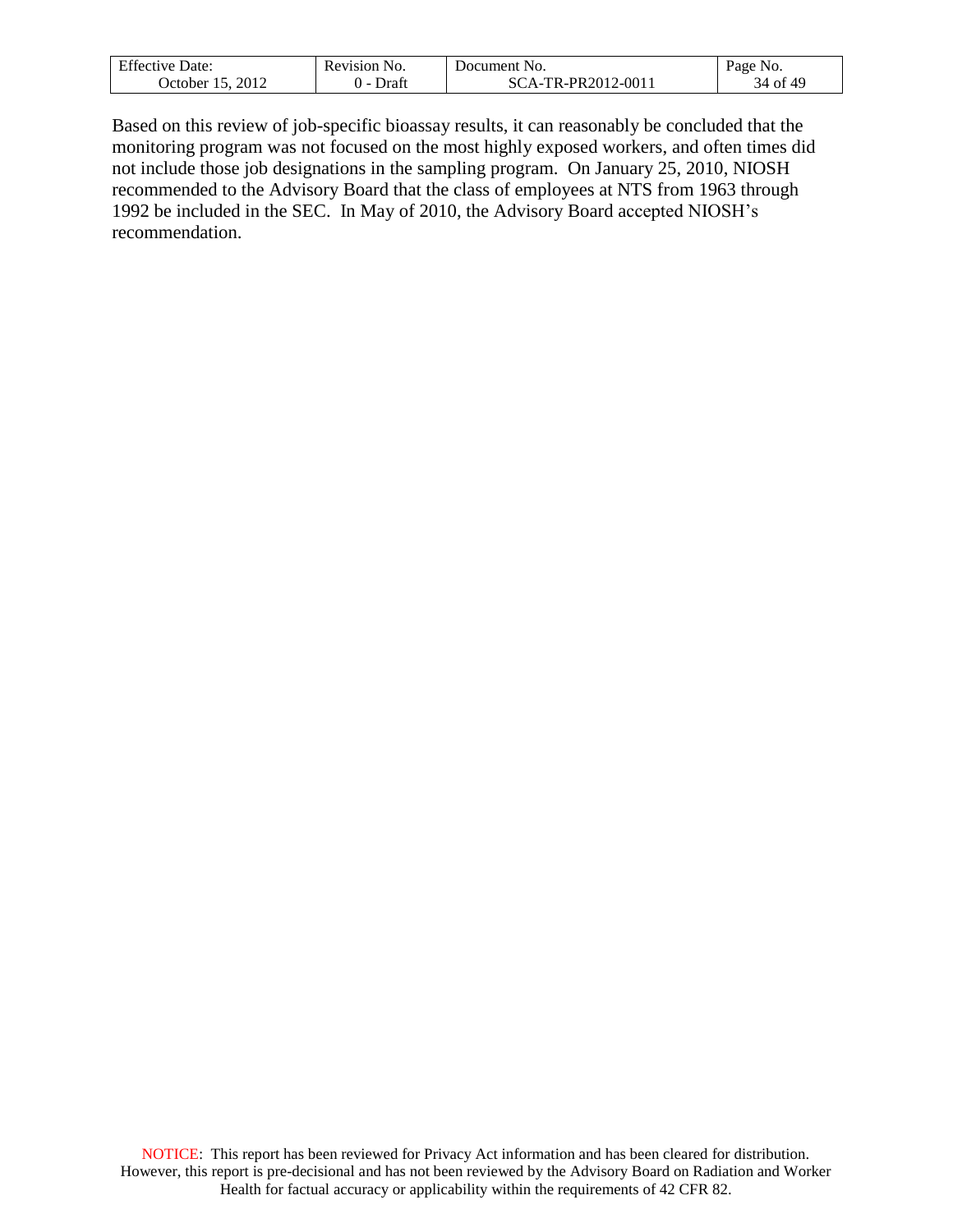Based on this review of job-specific bioassay results, it can reasonably be concluded that the monitoring program was not focused on the most highly exposed workers, and often times did not include those job designations in the sampling program. On January 25, 2010, NIOSH recommended to the Advisory Board that the class of employees at NTS from 1963 through 1992 be included in the SEC. In May of 2010, the Advisory Board accepted NIOSH's recommendation.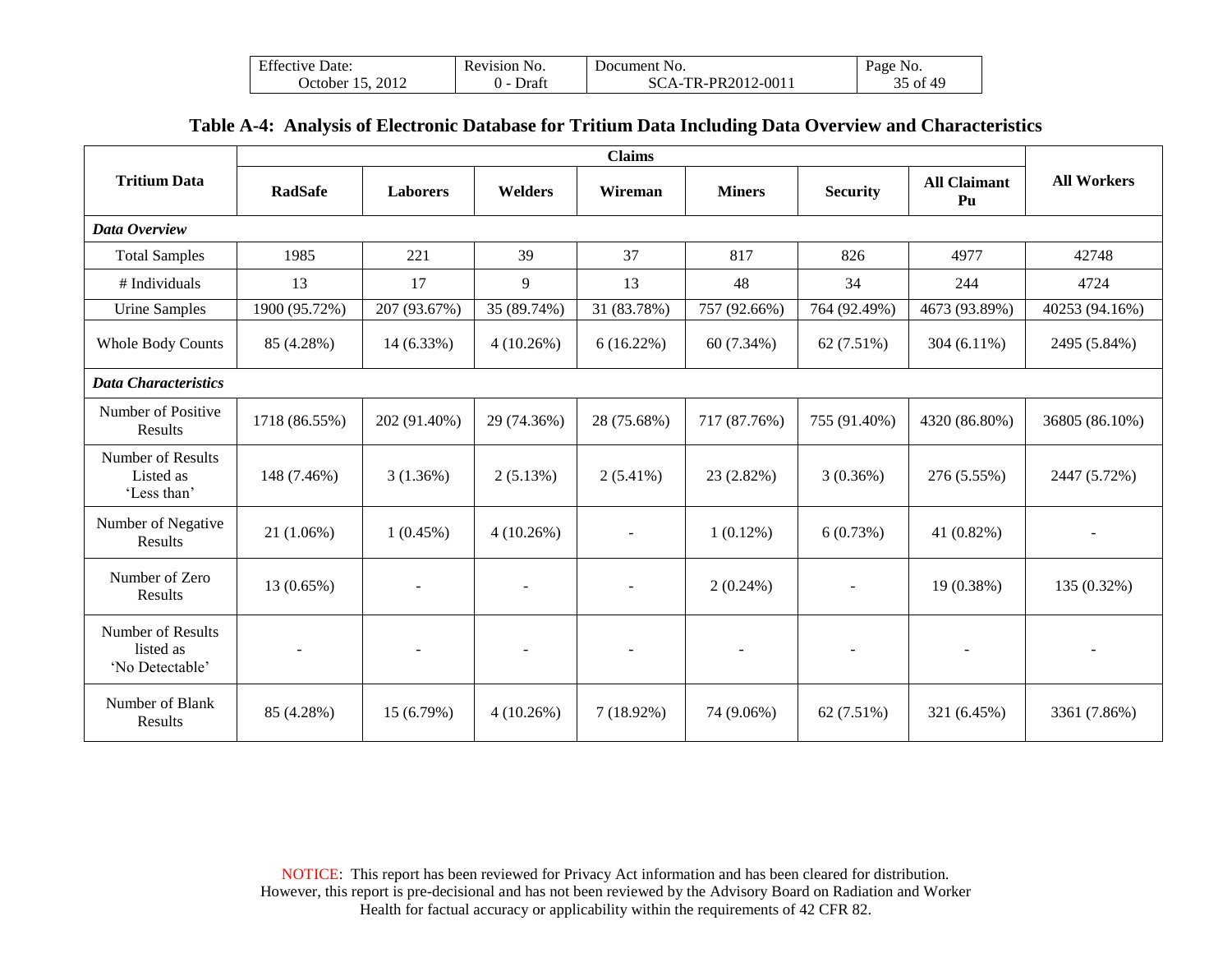**Table A-4: Analysis of Electronic Database for Tritium Data Including Data Overview and Characteristics**

| Tritium Data | Claims | | | | | | | All Workers |
|---|---|---|---|---|---|---|---|---|
| | RadSafe | Laborers | Welders | Wireman | Miners | Security | All Claimant Pu | |
| ***Data Overview*** | | | | | | | | |
| Total Samples | 1985 | 221 | 39 | 37 | 817 | 826 | 4977 | 42748 |
| # Individuals | 13 | 17 | 9 | 13 | 48 | 34 | 244 | 4724 |
| Urine Samples | 1900 (95.72%) | 207 (93.67%) | 35 (89.74%) | 31 (83.78%) | 757 (92.66%) | 764 (92.49%) | 4673 (93.89%) | 40253 (94.16%) |
| Whole Body Counts | 85 (4.28%) | 14 (6.33%) | 4 (10.26%) | 6 (16.22%) | 60 (7.34%) | 62 (7.51%) | 304 (6.11%) | 2495 (5.84%) |
| ***Data Characteristics*** | | | | | | | | |
| Number of Positive Results | 1718 (86.55%) | 202 (91.40%) | 29 (74.36%) | 28 (75.68%) | 717 (87.76%) | 755 (91.40%) | 4320 (86.80%) | 36805 (86.10%) |
| Number of Results Listed as 'Less than' | 148 (7.46%) | 3 (1.36%) | 2 (5.13%) | 2 (5.41%) | 23 (2.82%) | 3 (0.36%) | 276 (5.55%) | 2447 (5.72%) |
| Number of Negative Results | 21 (1.06%) | 1 (0.45%) | 4 (10.26%) | - | 1 (0.12%) | 6 (0.73%) | 41 (0.82%) | - |
| Number of Zero Results | 13 (0.65%) | - | - | - | 2 (0.24%) | - | 19 (0.38%) | 135 (0.32%) |
| Number of Results listed as 'No Detectable' | - | - | - | - | - | - | - | - |
| Number of Blank Results | 85 (4.28%) | 15 (6.79%) | 4 (10.26%) | 7 (18.92%) | 74 (9.06%) | 62 (7.51%) | 321 (6.45%) | 3361 (7.86%) |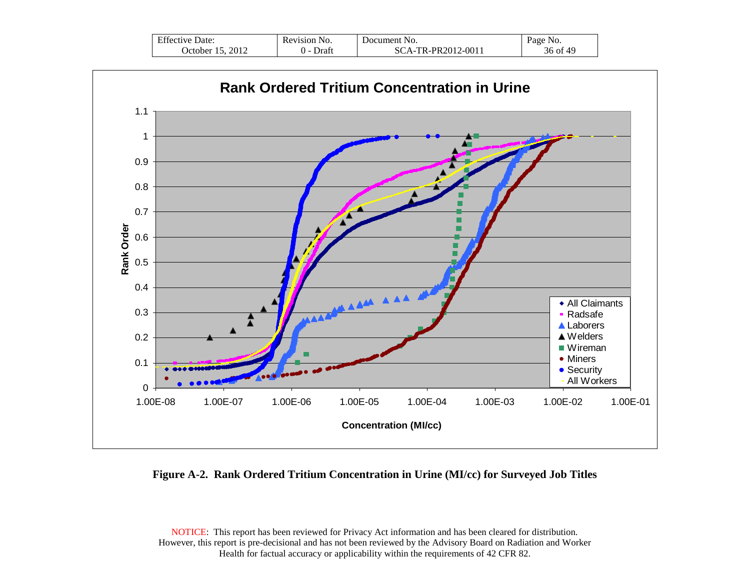**Figure A-2. Rank Ordered Tritium Concentration in Urine (MI/cc) for Surveyed Job Titles**

NOTICE: This report has been reviewed for Privacy Act information and has been cleared for distribution. However, this report is pre-decisional and has not been reviewed by the Advisory Board on Radiation and Worker Health for factual accuracy or applicability within the requirements of 42 CFR 82.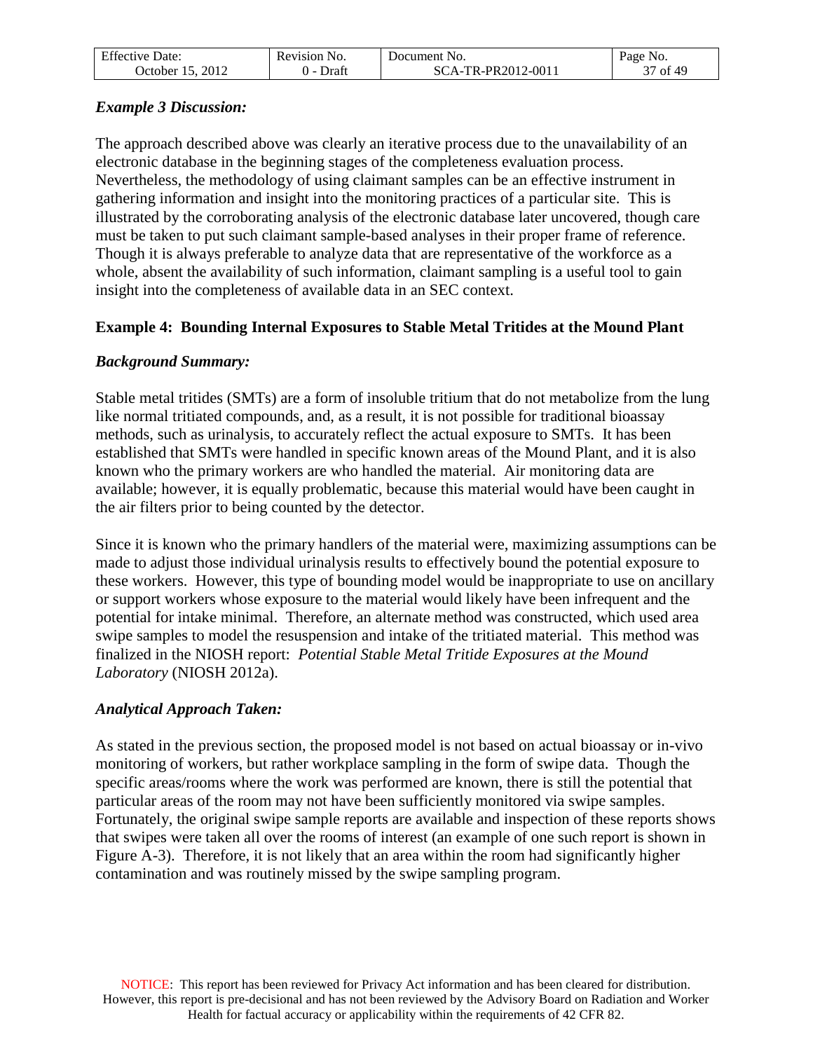### *Example 3 Discussion:*

The approach described above was clearly an iterative process due to the unavailability of an electronic database in the beginning stages of the completeness evaluation process. Nevertheless, the methodology of using claimant samples can be an effective instrument in gathering information and insight into the monitoring practices of a particular site. This is illustrated by the corroborating analysis of the electronic database later uncovered, though care must be taken to put such claimant sample-based analyses in their proper frame of reference. Though it is always preferable to analyze data that are representative of the workforce as a whole, absent the availability of such information, claimant sampling is a useful tool to gain insight into the completeness of available data in an SEC context.

### Example 4: Bounding Internal Exposures to Stable Metal Tritides at the Mound Plant

### *Background Summary:*

Stable metal tritides (SMTs) are a form of insoluble tritium that do not metabolize from the lung like normal tritiated compounds, and, as a result, it is not possible for traditional bioassay methods, such as urinalysis, to accurately reflect the actual exposure to SMTs. It has been established that SMTs were handled in specific known areas of the Mound Plant, and it is also known who the primary workers are who handled the material. Air monitoring data are available; however, it is equally problematic, because this material would have been caught in the air filters prior to being counted by the detector.

Since it is known who the primary handlers of the material were, maximizing assumptions can be made to adjust those individual urinalysis results to effectively bound the potential exposure to these workers. However, this type of bounding model would be inappropriate to use on ancillary or support workers whose exposure to the material would likely have been infrequent and the potential for intake minimal. Therefore, an alternate method was constructed, which used area swipe samples to model the resuspension and intake of the tritiated material. This method was finalized in the NIOSH report: *Potential Stable Metal Tritide Exposures at the Mound Laboratory* (NIOSH 2012a).

### *Analytical Approach Taken:*

As stated in the previous section, the proposed model is not based on actual bioassay or in-vivo monitoring of workers, but rather workplace sampling in the form of swipe data. Though the specific areas/rooms where the work was performed are known, there is still the potential that particular areas of the room may not have been sufficiently monitored via swipe samples. Fortunately, the original swipe sample reports are available and inspection of these reports shows that swipes were taken all over the rooms of interest (an example of one such report is shown in Figure A-3). Therefore, it is not likely that an area within the room had significantly higher contamination and was routinely missed by the swipe sampling program.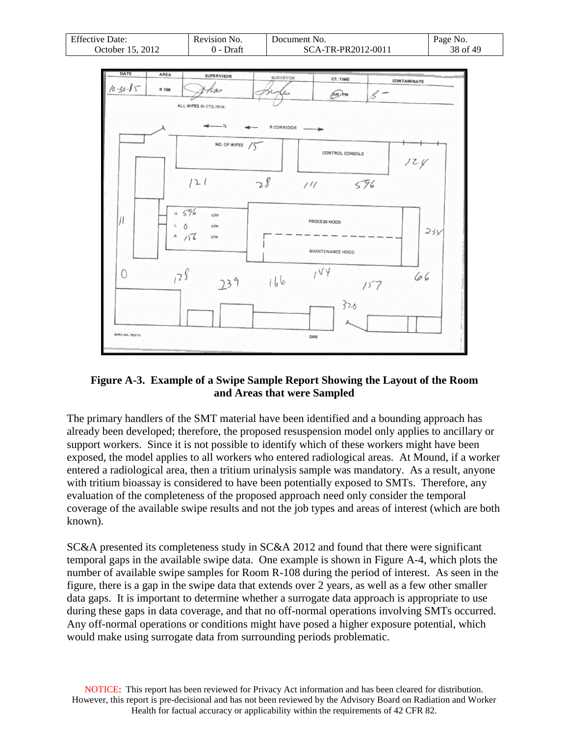**Figure A-3. Example of a Swipe Sample Report Showing the Layout of the Room and Areas that were Sampled**

The primary handlers of the SMT material have been identified and a bounding approach has already been developed; therefore, the proposed resuspension model only applies to ancillary or support workers. Since it is not possible to identify which of these workers might have been exposed, the model applies to all workers who entered radiological areas. At Mound, if a worker entered a radiological area, then a tritium urinalysis sample was mandatory. As a result, anyone with tritium bioassay is considered to have been potentially exposed to SMTs. Therefore, any evaluation of the completeness of the proposed approach need only consider the temporal coverage of the available swipe results and not the job types and areas of interest (which are both known).

SC&A presented its completeness study in SC&A 2012 and found that there were significant temporal gaps in the available swipe data. One example is shown in Figure A-4, which plots the number of available swipe samples for Room R-108 during the period of interest. As seen in the figure, there is a gap in the swipe data that extends over 2 years, as well as a few other smaller data gaps. It is important to determine whether a surrogate data approach is appropriate to use during these gaps in data coverage, and that no off-normal operations involving SMTs occurred. Any off-normal operations or conditions might have posed a higher exposure potential, which would make using surrogate data from surrounding periods problematic.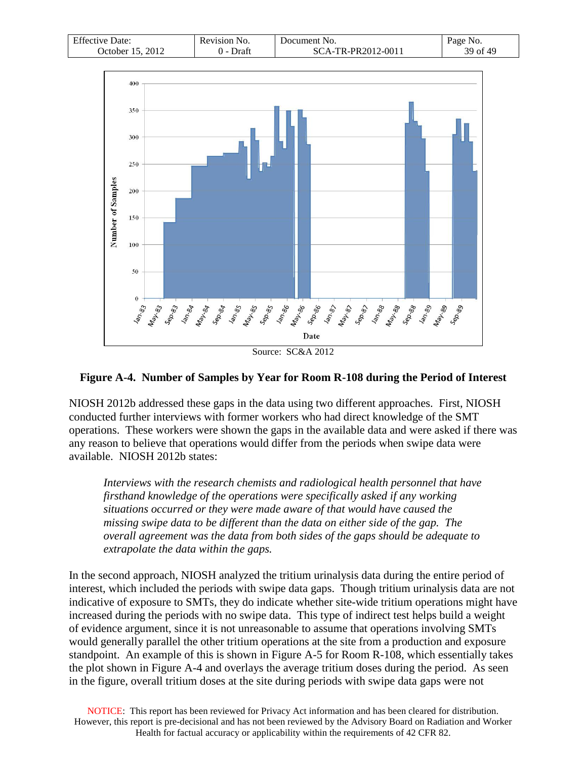Source: SC&A 2012

**Figure A-4. Number of Samples by Year for Room R-108 during the Period of Interest**

NIOSH 2012b addressed these gaps in the data using two different approaches. First, NIOSH conducted further interviews with former workers who had direct knowledge of the SMT operations. These workers were shown the gaps in the available data and were asked if there was any reason to believe that operations would differ from the periods when swipe data were available. NIOSH 2012b states:

> *Interviews with the research chemists and radiological health personnel that have firsthand knowledge of the operations were specifically asked if any working situations occurred or they were made aware of that would have caused the missing swipe data to be different than the data on either side of the gap. The overall agreement was the data from both sides of the gaps should be adequate to extrapolate the data within the gaps.*

In the second approach, NIOSH analyzed the tritium urinalysis data during the entire period of interest, which included the periods with swipe data gaps. Though tritium urinalysis data are not indicative of exposure to SMTs, they do indicate whether site-wide tritium operations might have increased during the periods with no swipe data. This type of indirect test helps build a weight of evidence argument, since it is not unreasonable to assume that operations involving SMTs would generally parallel the other tritium operations at the site from a production and exposure standpoint. An example of this is shown in Figure A-5 for Room R-108, which essentially takes the plot shown in Figure A-4 and overlays the average tritium doses during the period. As seen in the figure, overall tritium doses at the site during periods with swipe data gaps were not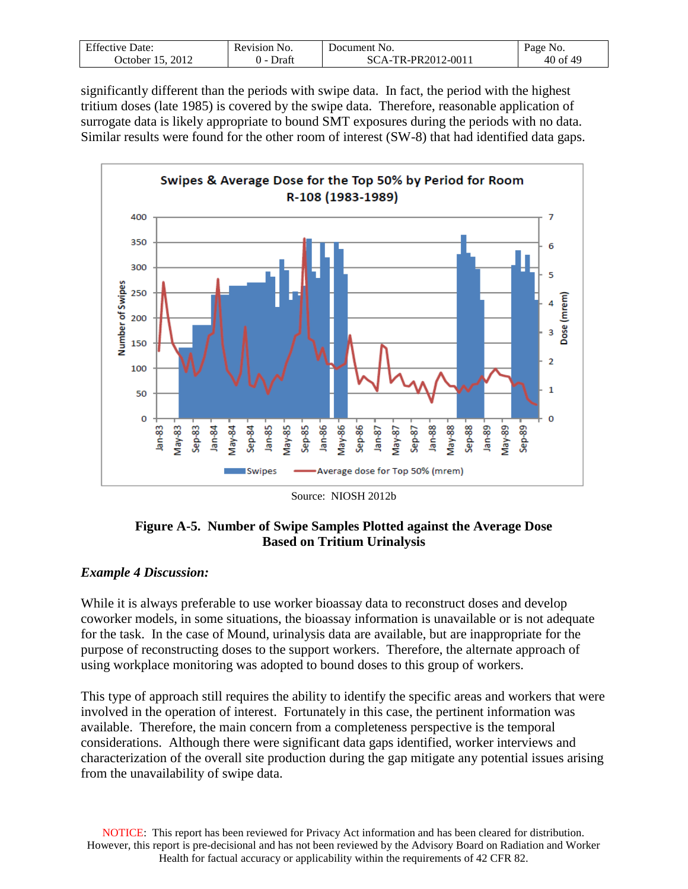significantly different than the periods with swipe data. In fact, the period with the highest tritium doses (late 1985) is covered by the swipe data. Therefore, reasonable application of surrogate data is likely appropriate to bound SMT exposures during the periods with no data. Similar results were found for the other room of interest (SW-8) that had identified data gaps.

Swipes & Average Dose for the Top 50% by Period for Room R-108 (1983-1989)

Number of Swipes

400
350
300
250
200
150
100
50
0

Dose (mrem)

7
6
5
4
3
2
1
0

Jan-83 May-83 Sep-83 Jan-84 May-84 Sep-84 Jan-85 May-85 Sep-85 Jan-86 May-86 Sep-86 Jan-87 May-87 Sep-87 Jan-88 May-88 Sep-88 Jan-89 May-89 Sep-89

Swipes — Average dose for Top 50% (mrem)

Source: NIOSH 2012b

**Figure A-5. Number of Swipe Samples Plotted against the Average Dose Based on Tritium Urinalysis**

***Example 4 Discussion:***

While it is always preferable to use worker bioassay data to reconstruct doses and develop coworker models, in some situations, the bioassay information is unavailable or is not adequate for the task. In the case of Mound, urinalysis data are available, but are inappropriate for the purpose of reconstructing doses to the support workers. Therefore, the alternate approach of using workplace monitoring was adopted to bound doses to this group of workers.

This type of approach still requires the ability to identify the specific areas and workers that were involved in the operation of interest. Fortunately in this case, the pertinent information was available. Therefore, the main concern from a completeness perspective is the temporal considerations. Although there were significant data gaps identified, worker interviews and characterization of the overall site production during the gap mitigate any potential issues arising from the unavailability of swipe data.